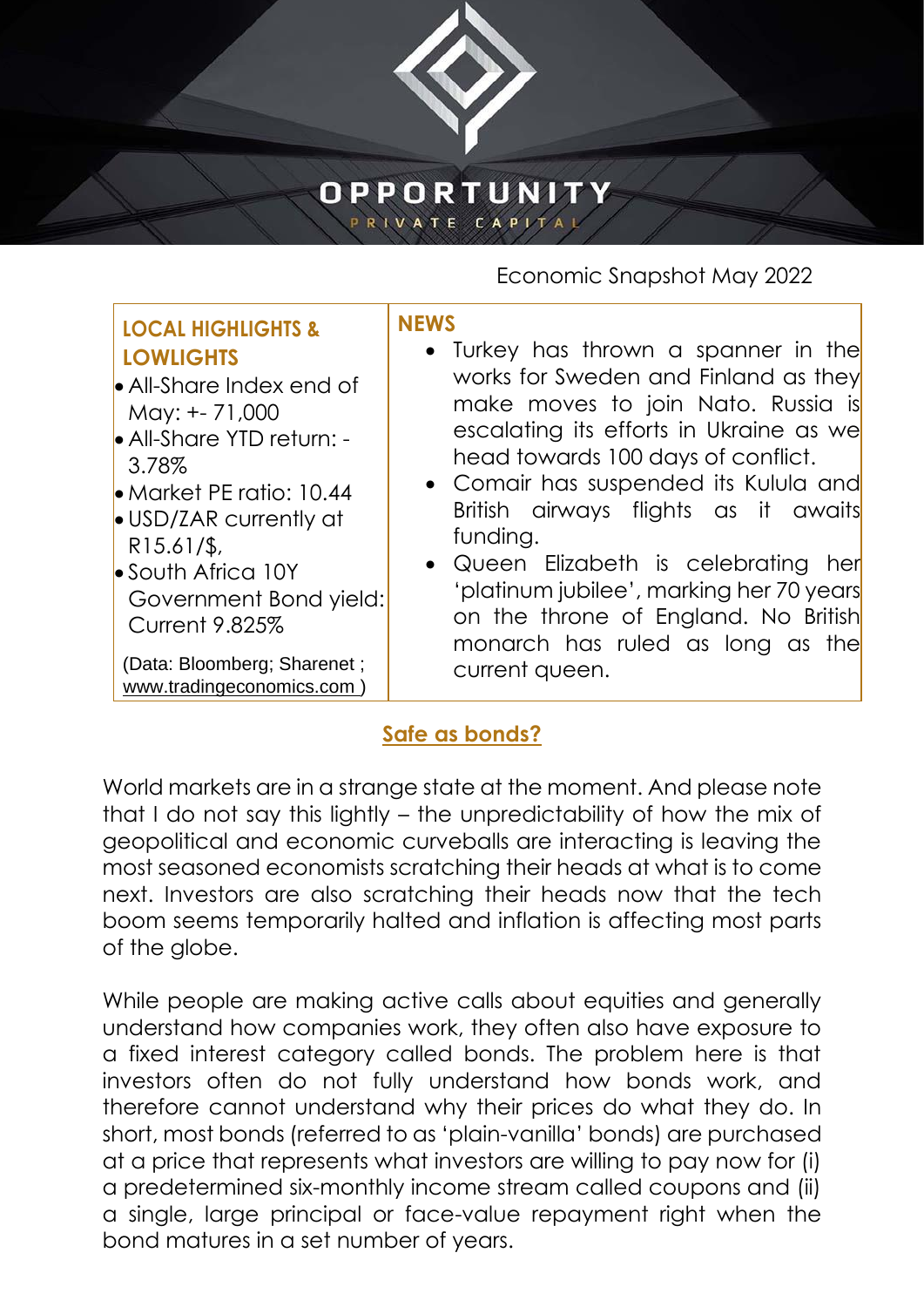OPPORTUNITY

PRIVATE CAPITAL

Economic Snapshot May 2022

### LOCAL HIGHLIGHTS & LOWLIGHTS

- All-Share Index end of May: +- 71,000
- All-Share YTD return: -3.78%
- Market PE ratio: 10.44
- USD/ZAR currently at R15.61/$,
- South Africa 10Y Government Bond yield: Current 9.825%

(Data: Bloomberg; Sharenet ; www.tradingeconomics.com )

### NEWS

- Turkey has thrown a spanner in the works for Sweden and Finland as they make moves to join Nato. Russia is escalating its efforts in Ukraine as we head towards 100 days of conflict.
- Comair has suspended its Kulula and British airways flights as it awaits funding.
- Queen Elizabeth is celebrating her 'platinum jubilee', marking her 70 years on the throne of England. No British monarch has ruled as long as the current queen.

## Safe as bonds?

World markets are in a strange state at the moment. And please note that I do not say this lightly – the unpredictability of how the mix of geopolitical and economic curveballs are interacting is leaving the most seasoned economists scratching their heads at what is to come next. Investors are also scratching their heads now that the tech boom seems temporarily halted and inflation is affecting most parts of the globe.

While people are making active calls about equities and generally understand how companies work, they often also have exposure to a fixed interest category called bonds. The problem here is that investors often do not fully understand how bonds work, and therefore cannot understand why their prices do what they do. In short, most bonds (referred to as 'plain-vanilla' bonds) are purchased at a price that represents what investors are willing to pay now for (i) a predetermined six-monthly income stream called coupons and (ii) a single, large principal or face-value repayment right when the bond matures in a set number of years.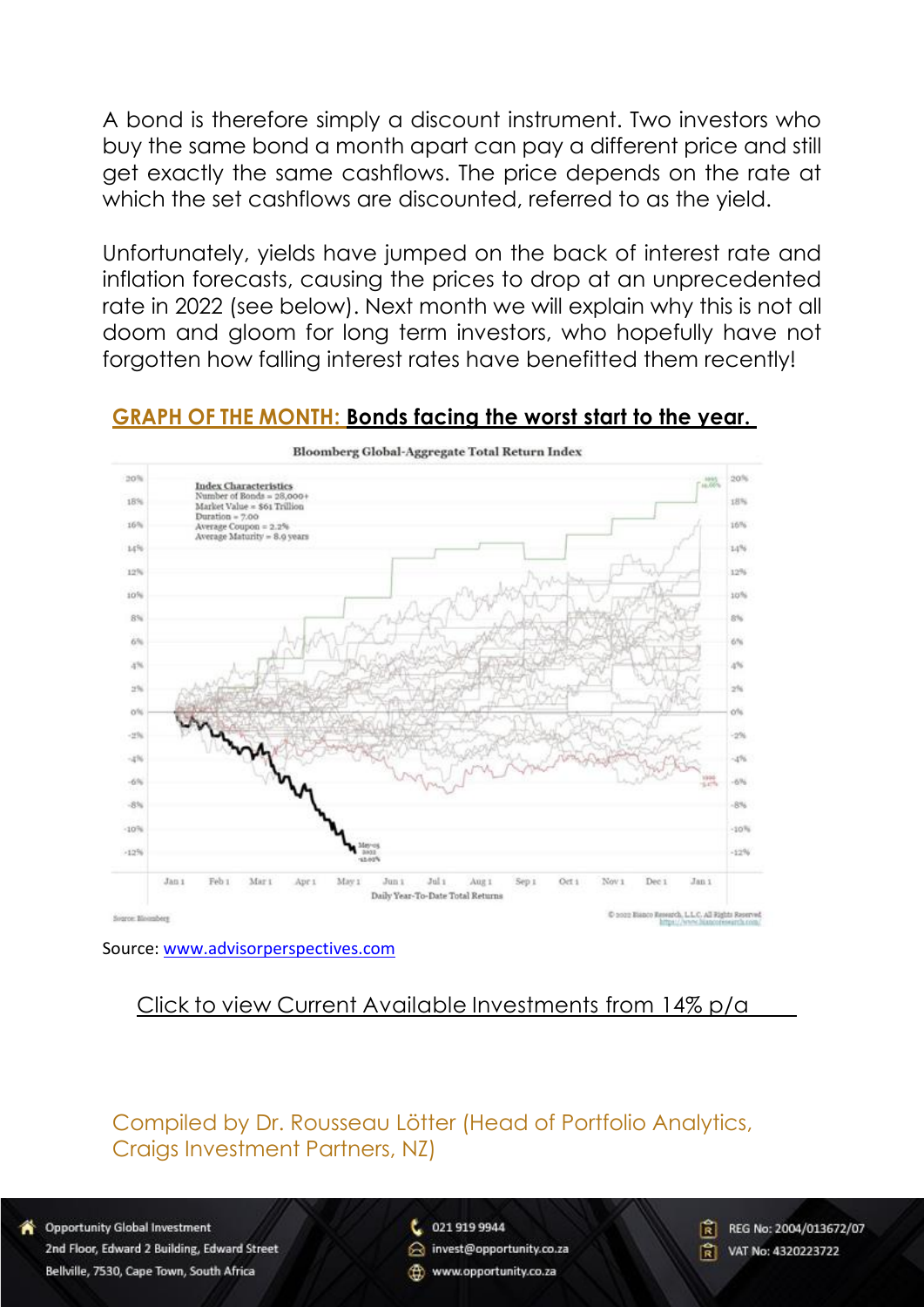A bond is therefore simply a discount instrument. Two investors who buy the same bond a month apart can pay a different price and still get exactly the same cashflows. The price depends on the rate at which the set cashflows are discounted, referred to as the yield.

Unfortunately, yields have jumped on the back of interest rate and inflation forecasts, causing the prices to drop at an unprecedented rate in 2022 (see below). Next month we will explain why this is not all doom and gloom for long term investors, who hopefully have not forgotten how falling interest rates have benefitted them recently!

**GRAPH OF THE MONTH: Bonds facing the worst start to the year.**

Bloomberg Global-Aggregate Total Return Index

Index Characteristics
Number of Bonds = 28,000+
Market Value = $61 Trillion
Duration = 7.00
Average Coupon = 2.2%
Average Maturity = 8.9 years

20%
18%
16%
14%
12%
10%
8%
6%
4%
2%
0%
-2%
-4%
-6%
-8%
-10%
-12%

Jan 1 Feb 1 Mar 1 Apr 1 May 1 Jun 1 Jul 1 Aug 1 Sep 1 Oct 1 Nov 1 Dec 1 Jan 1

Daily Year-To-Date Total Returns

Source: Bloomberg

© 2022 Bianco Research, L.L.C. All Rights Reserved
https://www.biancoresearch.com/

Source: [www.advisorperspectives.com](www.advisorperspectives.com)

[Click to view Current Available Investments from 14% p/a]()

Compiled by Dr. Rousseau Lötter (Head of Portfolio Analytics, Craigs Investment Partners, NZ)

Opportunity Global Investment
2nd Floor, Edward 2 Building, Edward Street
Bellville, 7530, Cape Town, South Africa

021 919 9944
invest@opportunity.co.za
www.opportunity.co.za

REG No: 2004/013672/07
VAT No: 4320223722